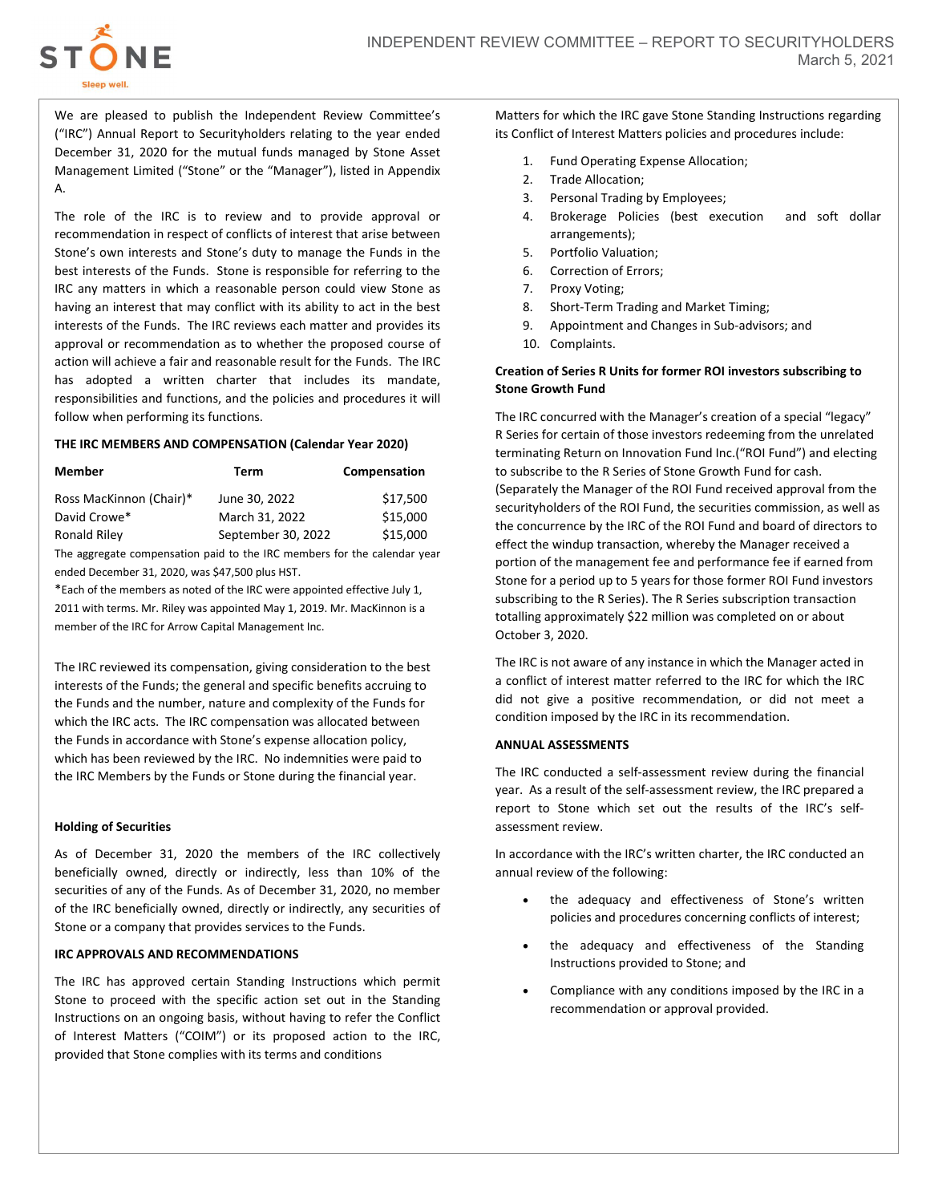# INDEPENDENT REVIEW COMMITTEE – REPORT TO SECURITYHOLDERS

March 5, 2021

We are pleased to publish the Independent Review Committee's ("IRC") Annual Report to Securityholders relating to the year ended December 31, 2020 for the mutual funds managed by Stone Asset Management Limited ("Stone" or the "Manager"), listed in Appendix A.

The role of the IRC is to review and to provide approval or recommendation in respect of conflicts of interest that arise between Stone's own interests and Stone's duty to manage the Funds in the best interests of the Funds. Stone is responsible for referring to the IRC any matters in which a reasonable person could view Stone as having an interest that may conflict with its ability to act in the best interests of the Funds. The IRC reviews each matter and provides its approval or recommendation as to whether the proposed course of action will achieve a fair and reasonable result for the Funds. The IRC has adopted a written charter that includes its mandate, responsibilities and functions, and the policies and procedures it will follow when performing its functions.

**THE IRC MEMBERS AND COMPENSATION (Calendar Year 2020)**

| Member | Term | Compensation |
|---|---|---|
| Ross MacKinnon (Chair)* | June 30, 2022 | $17,500 |
| David Crowe* | March 31, 2022 | $15,000 |
| Ronald Riley | September 30, 2022 | $15,000 |

The aggregate compensation paid to the IRC members for the calendar year ended December 31, 2020, was $47,500 plus HST.

*Each of the members as noted of the IRC were appointed effective July 1, 2011 with terms. Mr. Riley was appointed May 1, 2019. Mr. MacKinnon is a member of the IRC for Arrow Capital Management Inc.

The IRC reviewed its compensation, giving consideration to the best interests of the Funds; the general and specific benefits accruing to the Funds and the number, nature and complexity of the Funds for which the IRC acts. The IRC compensation was allocated between the Funds in accordance with Stone's expense allocation policy, which has been reviewed by the IRC. No indemnities were paid to the IRC Members by the Funds or Stone during the financial year.

**Holding of Securities**

As of December 31, 2020 the members of the IRC collectively beneficially owned, directly or indirectly, less than 10% of the securities of any of the Funds. As of December 31, 2020, no member of the IRC beneficially owned, directly or indirectly, any securities of Stone or a company that provides services to the Funds.

**IRC APPROVALS AND RECOMMENDATIONS**

The IRC has approved certain Standing Instructions which permit Stone to proceed with the specific action set out in the Standing Instructions on an ongoing basis, without having to refer the Conflict of Interest Matters ("COIM") or its proposed action to the IRC, provided that Stone complies with its terms and conditions

Matters for which the IRC gave Stone Standing Instructions regarding its Conflict of Interest Matters policies and procedures include:

1. Fund Operating Expense Allocation;
2. Trade Allocation;
3. Personal Trading by Employees;
4. Brokerage Policies (best execution and soft dollar arrangements);
5. Portfolio Valuation;
6. Correction of Errors;
7. Proxy Voting;
8. Short-Term Trading and Market Timing;
9. Appointment and Changes in Sub-advisors; and
10. Complaints.

**Creation of Series R Units for former ROI investors subscribing to Stone Growth Fund**

The IRC concurred with the Manager's creation of a special "legacy" R Series for certain of those investors redeeming from the unrelated terminating Return on Innovation Fund Inc.("ROI Fund") and electing to subscribe to the R Series of Stone Growth Fund for cash. (Separately the Manager of the ROI Fund received approval from the securityholders of the ROI Fund, the securities commission, as well as the concurrence by the IRC of the ROI Fund and board of directors to effect the windup transaction, whereby the Manager received a portion of the management fee and performance fee if earned from Stone for a period up to 5 years for those former ROI Fund investors subscribing to the R Series). The R Series subscription transaction totalling approximately $22 million was completed on or about October 3, 2020.

The IRC is not aware of any instance in which the Manager acted in a conflict of interest matter referred to the IRC for which the IRC did not give a positive recommendation, or did not meet a condition imposed by the IRC in its recommendation.

**ANNUAL ASSESSMENTS**

The IRC conducted a self-assessment review during the financial year. As a result of the self-assessment review, the IRC prepared a report to Stone which set out the results of the IRC's self-assessment review.

In accordance with the IRC's written charter, the IRC conducted an annual review of the following:

- the adequacy and effectiveness of Stone's written policies and procedures concerning conflicts of interest;
- the adequacy and effectiveness of the Standing Instructions provided to Stone; and
- Compliance with any conditions imposed by the IRC in a recommendation or approval provided.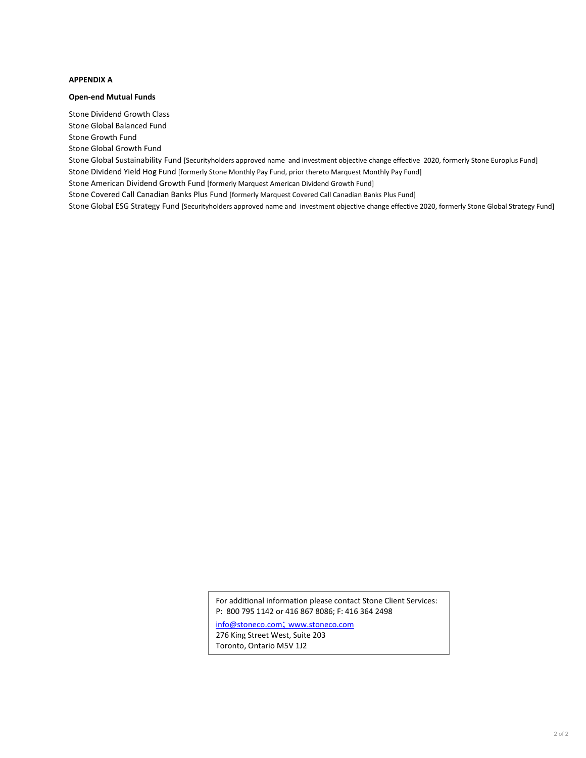**APPENDIX A**

**Open-end Mutual Funds**

Stone Dividend Growth Class
Stone Global Balanced Fund
Stone Growth Fund
Stone Global Growth Fund
Stone Global Sustainability Fund [Securityholders approved name and investment objective change effective 2020, formerly Stone Europlus Fund]
Stone Dividend Yield Hog Fund [formerly Stone Monthly Pay Fund, prior thereto Marquest Monthly Pay Fund]
Stone American Dividend Growth Fund [formerly Marquest American Dividend Growth Fund]
Stone Covered Call Canadian Banks Plus Fund [formerly Marquest Covered Call Canadian Banks Plus Fund]
Stone Global ESG Strategy Fund [Securityholders approved name and investment objective change effective 2020, formerly Stone Global Strategy Fund]

For additional information please contact Stone Client Services:
P: 800 795 1142 or 416 867 8086; F: 416 364 2498
info@stoneco.com; www.stoneco.com
276 King Street West, Suite 203
Toronto, Ontario M5V 1J2